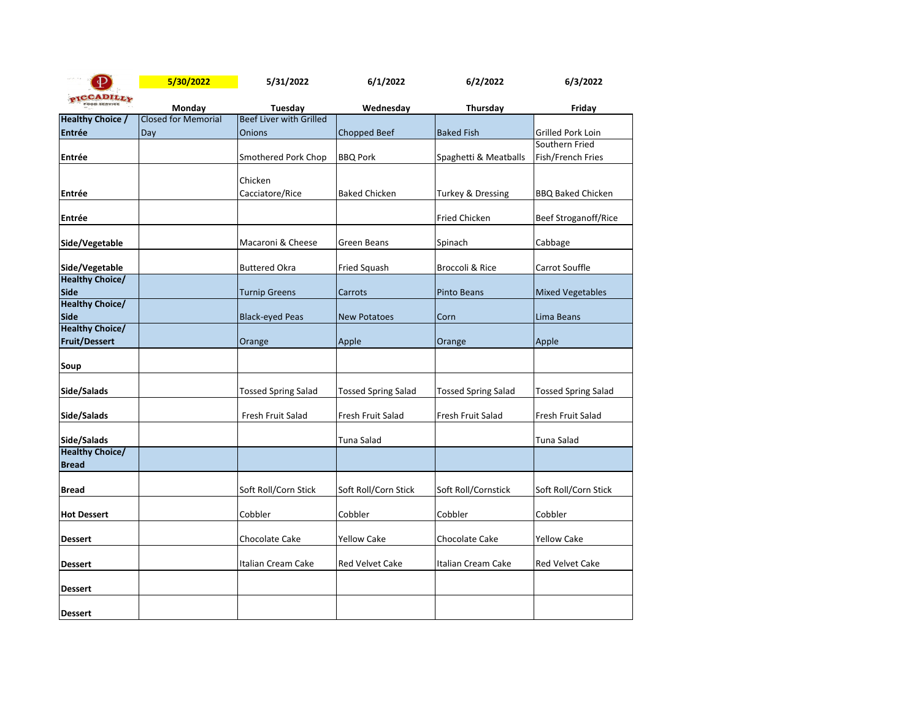PICCADILLY FOOD SERVICE

| | 5/30/2022 | 5/31/2022 | 6/1/2022 | 6/2/2022 | 6/3/2022 |
|---|---|---|---|---|---|
| | Monday | Tuesday | Wednesday | Thursday | Friday |
| **Healthy Choice / Entrée** | Closed for Memorial Day | Beef Liver with Grilled Onions | Chopped Beef | Baked Fish | Grilled Pork Loin |
| **Entrée** | | Smothered Pork Chop | BBQ Pork | Spaghetti & Meatballs | Southern Fried Fish/French Fries |
| **Entrée** | | Chicken Cacciatore/Rice | Baked Chicken | Turkey & Dressing | BBQ Baked Chicken |
| **Entrée** | | | | Fried Chicken | Beef Stroganoff/Rice |
| **Side/Vegetable** | | Macaroni & Cheese | Green Beans | Spinach | Cabbage |
| **Side/Vegetable** | | Buttered Okra | Fried Squash | Broccoli & Rice | Carrot Souffle |
| **Healthy Choice/ Side** | | Turnip Greens | Carrots | Pinto Beans | Mixed Vegetables |
| **Healthy Choice/ Side** | | Black-eyed Peas | New Potatoes | Corn | Lima Beans |
| **Healthy Choice/ Fruit/Dessert** | | Orange | Apple | Orange | Apple |
| **Soup** | | | | | |
| **Side/Salads** | | Tossed Spring Salad | Tossed Spring Salad | Tossed Spring Salad | Tossed Spring Salad |
| **Side/Salads** | | Fresh Fruit Salad | Fresh Fruit Salad | Fresh Fruit Salad | Fresh Fruit Salad |
| **Side/Salads** | | | Tuna Salad | | Tuna Salad |
| **Healthy Choice/ Bread** | | | | | |
| **Bread** | | Soft Roll/Corn Stick | Soft Roll/Corn Stick | Soft Roll/Cornstick | Soft Roll/Corn Stick |
| **Hot Dessert** | | Cobbler | Cobbler | Cobbler | Cobbler |
| **Dessert** | | Chocolate Cake | Yellow Cake | Chocolate Cake | Yellow Cake |
| **Dessert** | | Italian Cream Cake | Red Velvet Cake | Italian Cream Cake | Red Velvet Cake |
| **Dessert** | | | | | |
| **Dessert** | | | | | |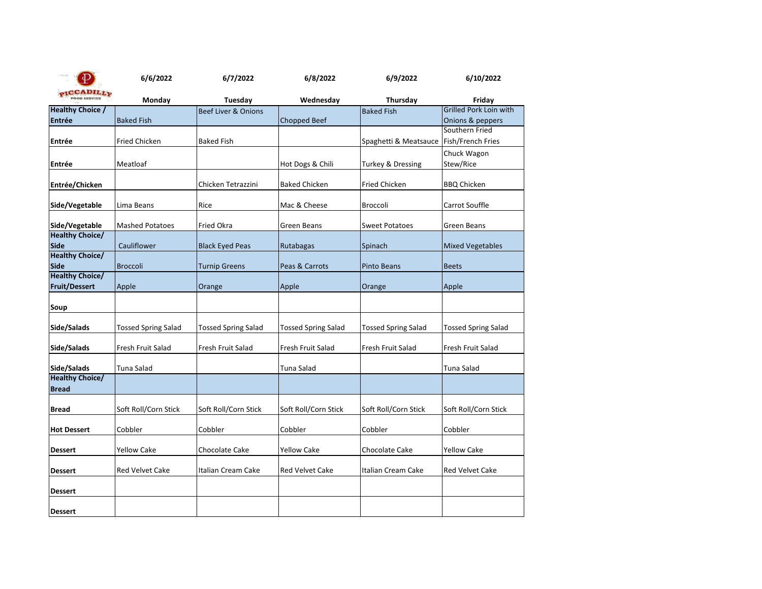| PICCADILLY FOOD SERVICE | 6/6/2022 | 6/7/2022 | 6/8/2022 | 6/9/2022 | 6/10/2022 |
|---|---|---|---|---|---|
| | **Monday** | **Tuesday** | **Wednesday** | **Thursday** | **Friday** |
| **Healthy Choice / Entrée** | Baked Fish | Beef Liver & Onions | Chopped Beef | Baked Fish | Grilled Pork Loin with Onions & peppers |
| **Entrée** | Fried Chicken | Baked Fish | | Spaghetti & Meatsauce | Southern Fried Fish/French Fries |
| **Entrée** | Meatloaf | | Hot Dogs & Chili | Turkey & Dressing | Chuck Wagon Stew/Rice |
| **Entrée/Chicken** | | Chicken Tetrazzini | Baked Chicken | Fried Chicken | BBQ Chicken |
| **Side/Vegetable** | Lima Beans | Rice | Mac & Cheese | Broccoli | Carrot Souffle |
| **Side/Vegetable** | Mashed Potatoes | Fried Okra | Green Beans | Sweet Potatoes | Green Beans |
| **Healthy Choice/ Side** | Cauliflower | Black Eyed Peas | Rutabagas | Spinach | Mixed Vegetables |
| **Healthy Choice/ Side** | Broccoli | Turnip Greens | Peas & Carrots | Pinto Beans | Beets |
| **Healthy Choice/ Fruit/Dessert** | Apple | Orange | Apple | Orange | Apple |
| **Soup** | | | | | |
| **Side/Salads** | Tossed Spring Salad | Tossed Spring Salad | Tossed Spring Salad | Tossed Spring Salad | Tossed Spring Salad |
| **Side/Salads** | Fresh Fruit Salad | Fresh Fruit Salad | Fresh Fruit Salad | Fresh Fruit Salad | Fresh Fruit Salad |
| **Side/Salads** | Tuna Salad | | Tuna Salad | | Tuna Salad |
| **Healthy Choice/ Bread** | | | | | |
| **Bread** | Soft Roll/Corn Stick | Soft Roll/Corn Stick | Soft Roll/Corn Stick | Soft Roll/Corn Stick | Soft Roll/Corn Stick |
| **Hot Dessert** | Cobbler | Cobbler | Cobbler | Cobbler | Cobbler |
| **Dessert** | Yellow Cake | Chocolate Cake | Yellow Cake | Chocolate Cake | Yellow Cake |
| **Dessert** | Red Velvet Cake | Italian Cream Cake | Red Velvet Cake | Italian Cream Cake | Red Velvet Cake |
| **Dessert** | | | | | |
| **Dessert** | | | | | |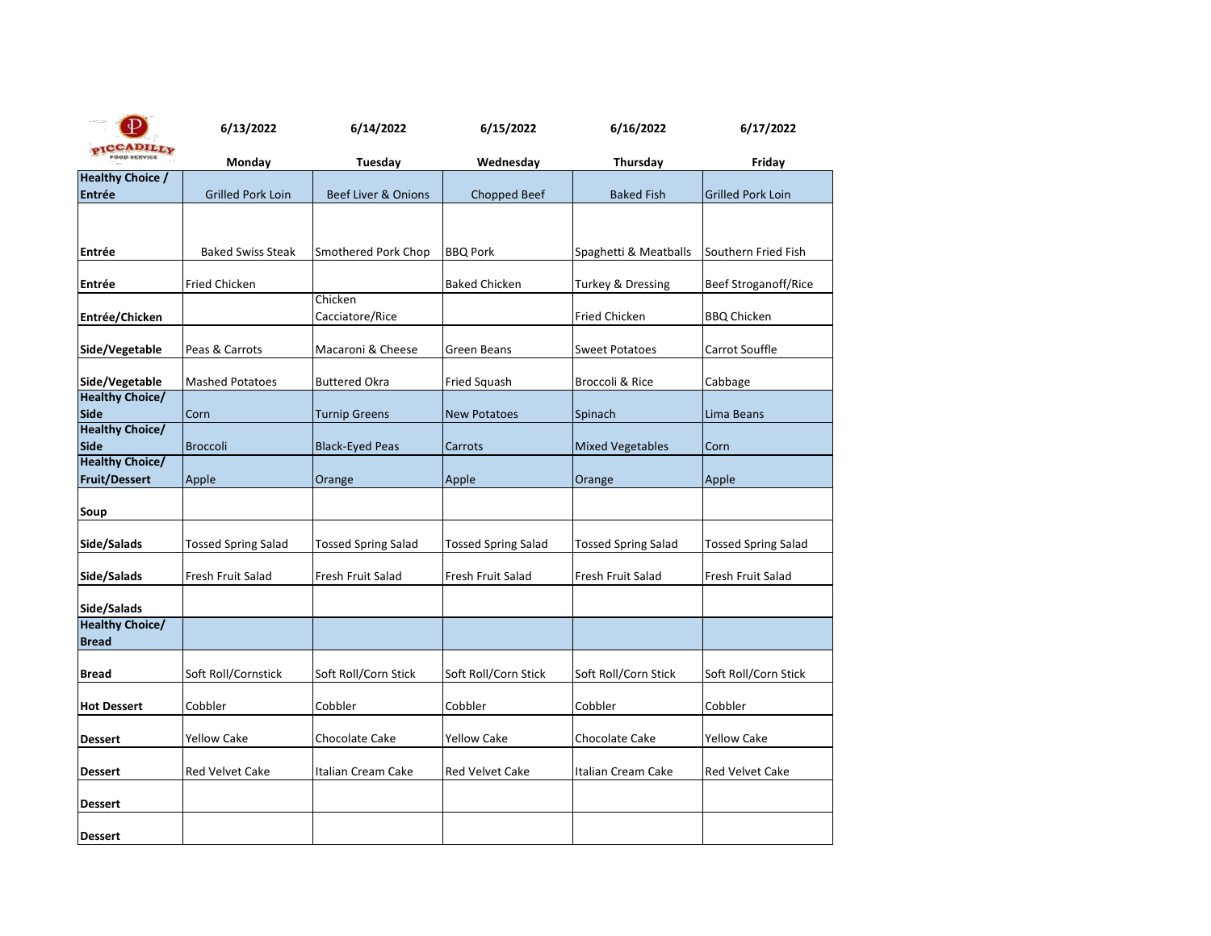| PICCADILLY FOOD SERVICE | 6/13/2022 | 6/14/2022 | 6/15/2022 | 6/16/2022 | 6/17/2022 |
|---|---|---|---|---|---|
| | Monday | Tuesday | Wednesday | Thursday | Friday |
| **Healthy Choice / Entrée** | Grilled Pork Loin | Beef Liver & Onions | Chopped Beef | Baked Fish | Grilled Pork Loin |
| **Entrée** | Baked Swiss Steak | Smothered Pork Chop | BBQ Pork | Spaghetti & Meatballs | Southern Fried Fish |
| **Entrée** | Fried Chicken | | Baked Chicken | Turkey & Dressing | Beef Stroganoff/Rice |
| **Entrée/Chicken** | | Chicken Cacciatore/Rice | | Fried Chicken | BBQ Chicken |
| **Side/Vegetable** | Peas & Carrots | Macaroni & Cheese | Green Beans | Sweet Potatoes | Carrot Souffle |
| **Side/Vegetable** | Mashed Potatoes | Buttered Okra | Fried Squash | Broccoli & Rice | Cabbage |
| **Healthy Choice/ Side** | Corn | Turnip Greens | New Potatoes | Spinach | Lima Beans |
| **Healthy Choice/ Side** | Broccoli | Black-Eyed Peas | Carrots | Mixed Vegetables | Corn |
| **Healthy Choice/ Fruit/Dessert** | Apple | Orange | Apple | Orange | Apple |
| **Soup** | | | | | |
| **Side/Salads** | Tossed Spring Salad | Tossed Spring Salad | Tossed Spring Salad | Tossed Spring Salad | Tossed Spring Salad |
| **Side/Salads** | Fresh Fruit Salad | Fresh Fruit Salad | Fresh Fruit Salad | Fresh Fruit Salad | Fresh Fruit Salad |
| **Side/Salads** | | | | | |
| **Healthy Choice/ Bread** | | | | | |
| **Bread** | Soft Roll/Cornstick | Soft Roll/Corn Stick | Soft Roll/Corn Stick | Soft Roll/Corn Stick | Soft Roll/Corn Stick |
| **Hot Dessert** | Cobbler | Cobbler | Cobbler | Cobbler | Cobbler |
| **Dessert** | Yellow Cake | Chocolate Cake | Yellow Cake | Chocolate Cake | Yellow Cake |
| **Dessert** | Red Velvet Cake | Italian Cream Cake | Red Velvet Cake | Italian Cream Cake | Red Velvet Cake |
| **Dessert** | | | | | |
| **Dessert** | | | | | |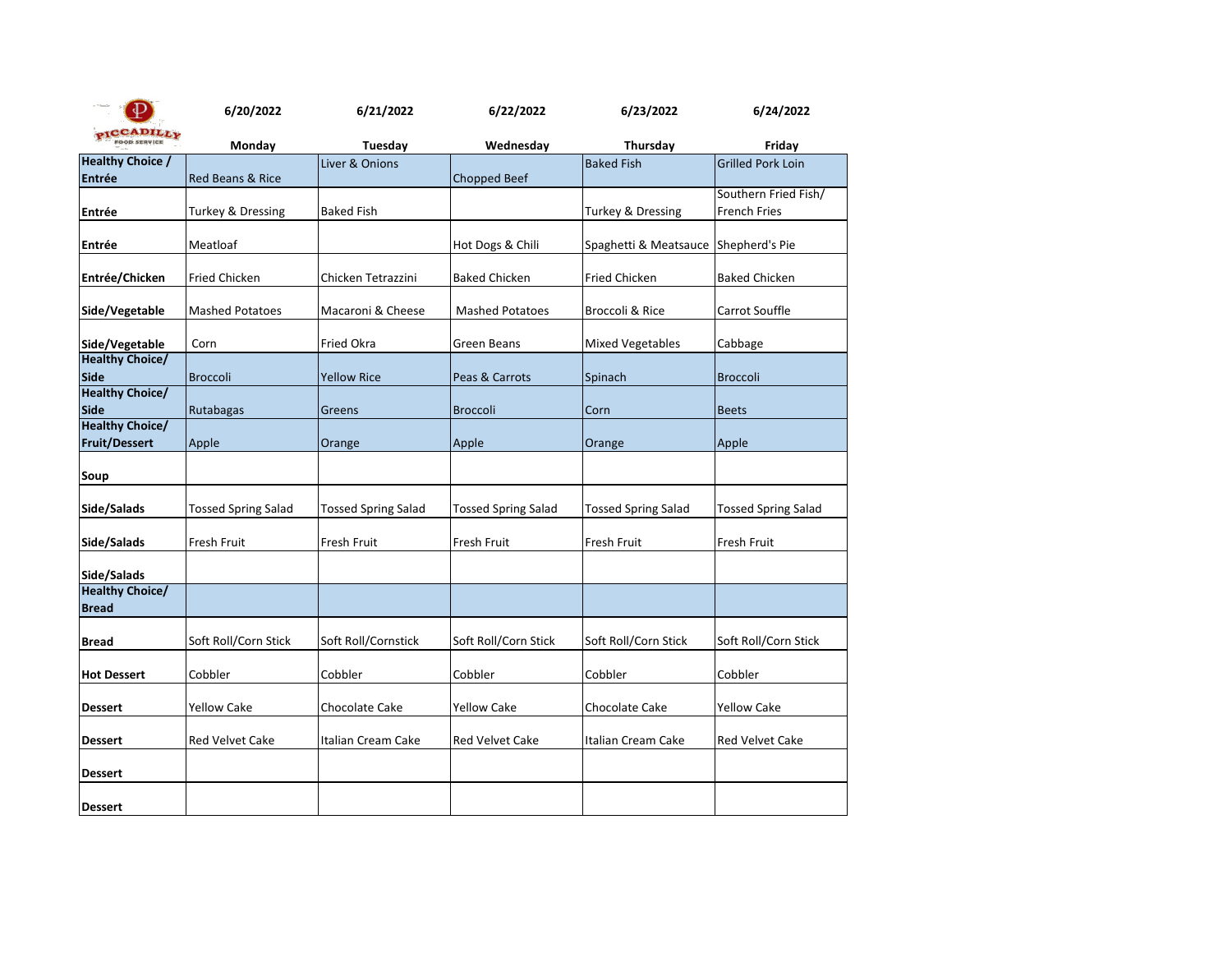| PICCADILLY FOOD SERVICE | 6/20/2022 Monday | 6/21/2022 Tuesday | 6/22/2022 Wednesday | 6/23/2022 Thursday | 6/24/2022 Friday |
|---|---|---|---|---|---|
| **Healthy Choice / Entrée** | Red Beans & Rice | Liver & Onions | Chopped Beef | Baked Fish | Grilled Pork Loin |
| **Entrée** | Turkey & Dressing | Baked Fish | | Turkey & Dressing | Southern Fried Fish/ French Fries |
| **Entrée** | Meatloaf | | Hot Dogs & Chili | Spaghetti & Meatsauce | Shepherd's Pie |
| **Entrée/Chicken** | Fried Chicken | Chicken Tetrazzini | Baked Chicken | Fried Chicken | Baked Chicken |
| **Side/Vegetable** | Mashed Potatoes | Macaroni & Cheese | Mashed Potatoes | Broccoli & Rice | Carrot Souffle |
| **Side/Vegetable** | Corn | Fried Okra | Green Beans | Mixed Vegetables | Cabbage |
| **Healthy Choice/ Side** | Broccoli | Yellow Rice | Peas & Carrots | Spinach | Broccoli |
| **Healthy Choice/ Side** | Rutabagas | Greens | Broccoli | Corn | Beets |
| **Healthy Choice/ Fruit/Dessert** | Apple | Orange | Apple | Orange | Apple |
| **Soup** | | | | | |
| **Side/Salads** | Tossed Spring Salad | Tossed Spring Salad | Tossed Spring Salad | Tossed Spring Salad | Tossed Spring Salad |
| **Side/Salads** | Fresh Fruit | Fresh Fruit | Fresh Fruit | Fresh Fruit | Fresh Fruit |
| **Side/Salads** | | | | | |
| **Healthy Choice/ Bread** | | | | | |
| **Bread** | Soft Roll/Corn Stick | Soft Roll/Cornstick | Soft Roll/Corn Stick | Soft Roll/Corn Stick | Soft Roll/Corn Stick |
| **Hot Dessert** | Cobbler | Cobbler | Cobbler | Cobbler | Cobbler |
| **Dessert** | Yellow Cake | Chocolate Cake | Yellow Cake | Chocolate Cake | Yellow Cake |
| **Dessert** | Red Velvet Cake | Italian Cream Cake | Red Velvet Cake | Italian Cream Cake | Red Velvet Cake |
| **Dessert** | | | | | |
| **Dessert** | | | | | |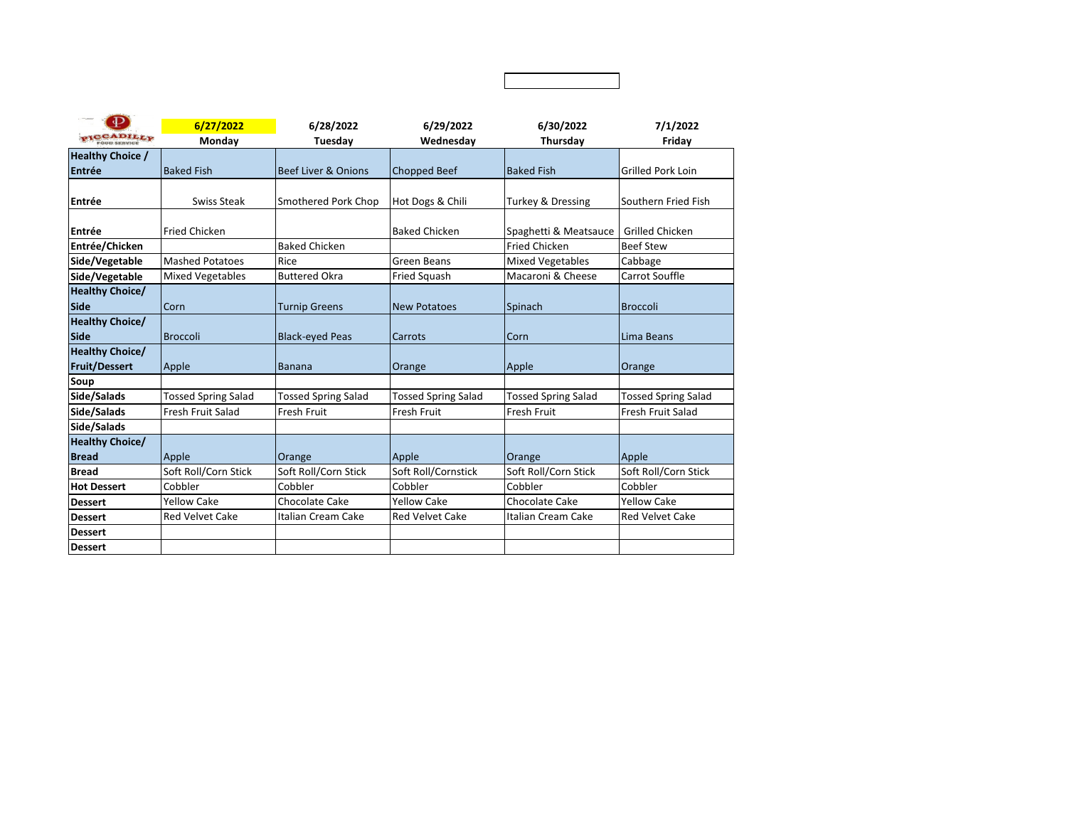| PICCADILLY FOOD SERVICE | 6/27/2022 Monday | 6/28/2022 Tuesday | 6/29/2022 Wednesday | 6/30/2022 Thursday | 7/1/2022 Friday |
|---|---|---|---|---|---|
| **Healthy Choice / Entrée** | Baked Fish | Beef Liver & Onions | Chopped Beef | Baked Fish | Grilled Pork Loin |
| **Entrée** | Swiss Steak | Smothered Pork Chop | Hot Dogs & Chili | Turkey & Dressing | Southern Fried Fish |
| **Entrée** | Fried Chicken | | Baked Chicken | Spaghetti & Meatsauce | Grilled Chicken |
| **Entrée/Chicken** | | Baked Chicken | | Fried Chicken | Beef Stew |
| **Side/Vegetable** | Mashed Potatoes | Rice | Green Beans | Mixed Vegetables | Cabbage |
| **Side/Vegetable** | Mixed Vegetables | Buttered Okra | Fried Squash | Macaroni & Cheese | Carrot Souffle |
| **Healthy Choice/ Side** | Corn | Turnip Greens | New Potatoes | Spinach | Broccoli |
| **Healthy Choice/ Side** | Broccoli | Black-eyed Peas | Carrots | Corn | Lima Beans |
| **Healthy Choice/ Fruit/Dessert** | Apple | Banana | Orange | Apple | Orange |
| **Soup** | | | | | |
| **Side/Salads** | Tossed Spring Salad | Tossed Spring Salad | Tossed Spring Salad | Tossed Spring Salad | Tossed Spring Salad |
| **Side/Salads** | Fresh Fruit Salad | Fresh Fruit | Fresh Fruit | Fresh Fruit | Fresh Fruit Salad |
| **Side/Salads** | | | | | |
| **Healthy Choice/ Bread** | Apple | Orange | Apple | Orange | Apple |
| **Bread** | Soft Roll/Corn Stick | Soft Roll/Corn Stick | Soft Roll/Cornstick | Soft Roll/Corn Stick | Soft Roll/Corn Stick |
| **Hot Dessert** | Cobbler | Cobbler | Cobbler | Cobbler | Cobbler |
| **Dessert** | Yellow Cake | Chocolate Cake | Yellow Cake | Chocolate Cake | Yellow Cake |
| **Dessert** | Red Velvet Cake | Italian Cream Cake | Red Velvet Cake | Italian Cream Cake | Red Velvet Cake |
| **Dessert** | | | | | |
| **Dessert** | | | | | |